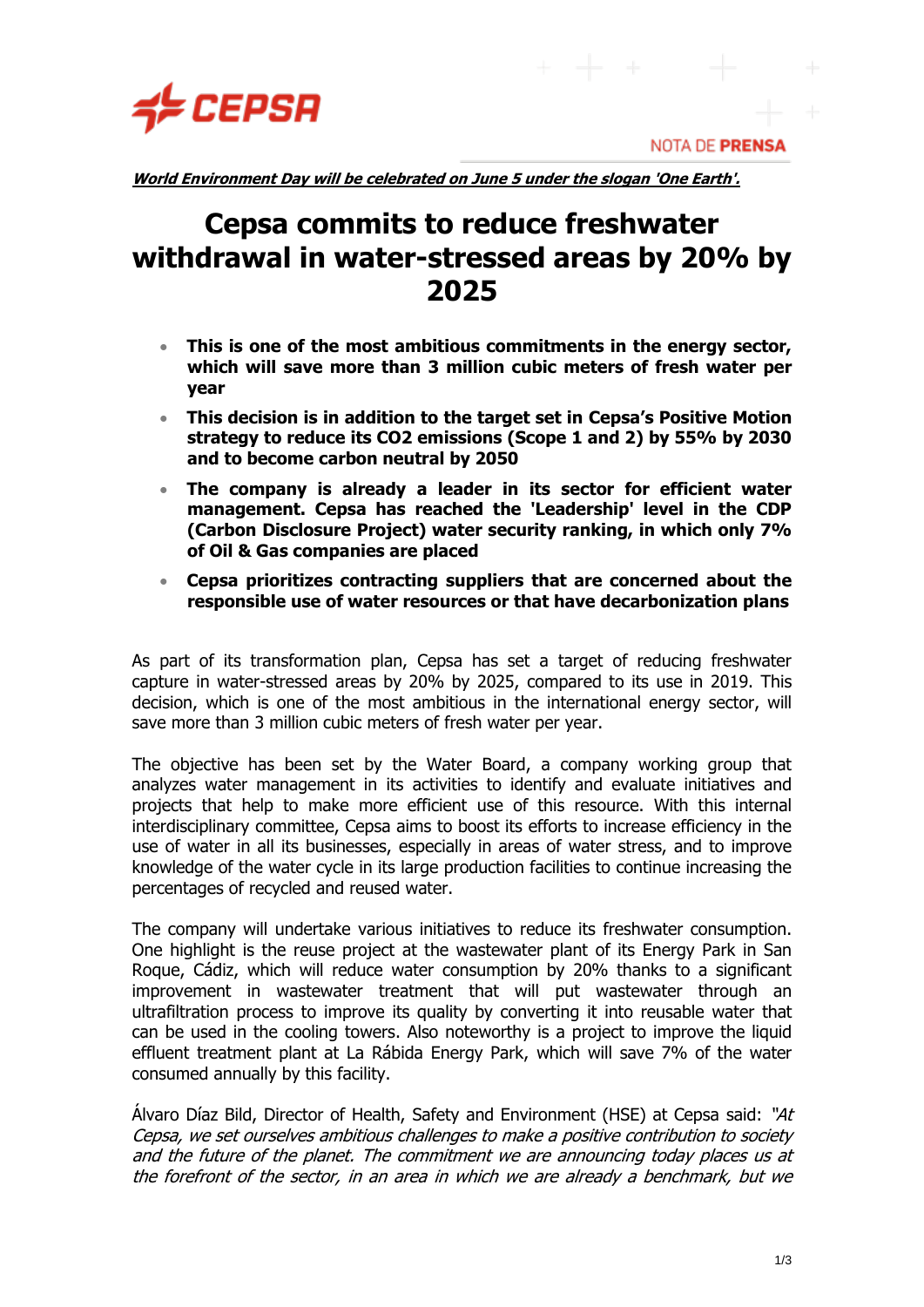***World Environment Day will be celebrated on June 5 under the slogan 'One Earth'.***

# Cepsa commits to reduce freshwater withdrawal in water-stressed areas by 20% by 2025

- **This is one of the most ambitious commitments in the energy sector, which will save more than 3 million cubic meters of fresh water per year**
- **This decision is in addition to the target set in Cepsa's Positive Motion strategy to reduce its CO2 emissions (Scope 1 and 2) by 55% by 2030 and to become carbon neutral by 2050**
- **The company is already a leader in its sector for efficient water management. Cepsa has reached the 'Leadership' level in the CDP (Carbon Disclosure Project) water security ranking, in which only 7% of Oil & Gas companies are placed**
- **Cepsa prioritizes contracting suppliers that are concerned about the responsible use of water resources or that have decarbonization plans**

As part of its transformation plan, Cepsa has set a target of reducing freshwater capture in water-stressed areas by 20% by 2025, compared to its use in 2019. This decision, which is one of the most ambitious in the international energy sector, will save more than 3 million cubic meters of fresh water per year.

The objective has been set by the Water Board, a company working group that analyzes water management in its activities to identify and evaluate initiatives and projects that help to make more efficient use of this resource. With this internal interdisciplinary committee, Cepsa aims to boost its efforts to increase efficiency in the use of water in all its businesses, especially in areas of water stress, and to improve knowledge of the water cycle in its large production facilities to continue increasing the percentages of recycled and reused water.

The company will undertake various initiatives to reduce its freshwater consumption. One highlight is the reuse project at the wastewater plant of its Energy Park in San Roque, Cádiz, which will reduce water consumption by 20% thanks to a significant improvement in wastewater treatment that will put wastewater through an ultrafiltration process to improve its quality by converting it into reusable water that can be used in the cooling towers. Also noteworthy is a project to improve the liquid effluent treatment plant at La Rábida Energy Park, which will save 7% of the water consumed annually by this facility.

Álvaro Díaz Bild, Director of Health, Safety and Environment (HSE) at Cepsa said: *"At Cepsa, we set ourselves ambitious challenges to make a positive contribution to society and the future of the planet. The commitment we are announcing today places us at the forefront of the sector, in an area in which we are already a benchmark, but we*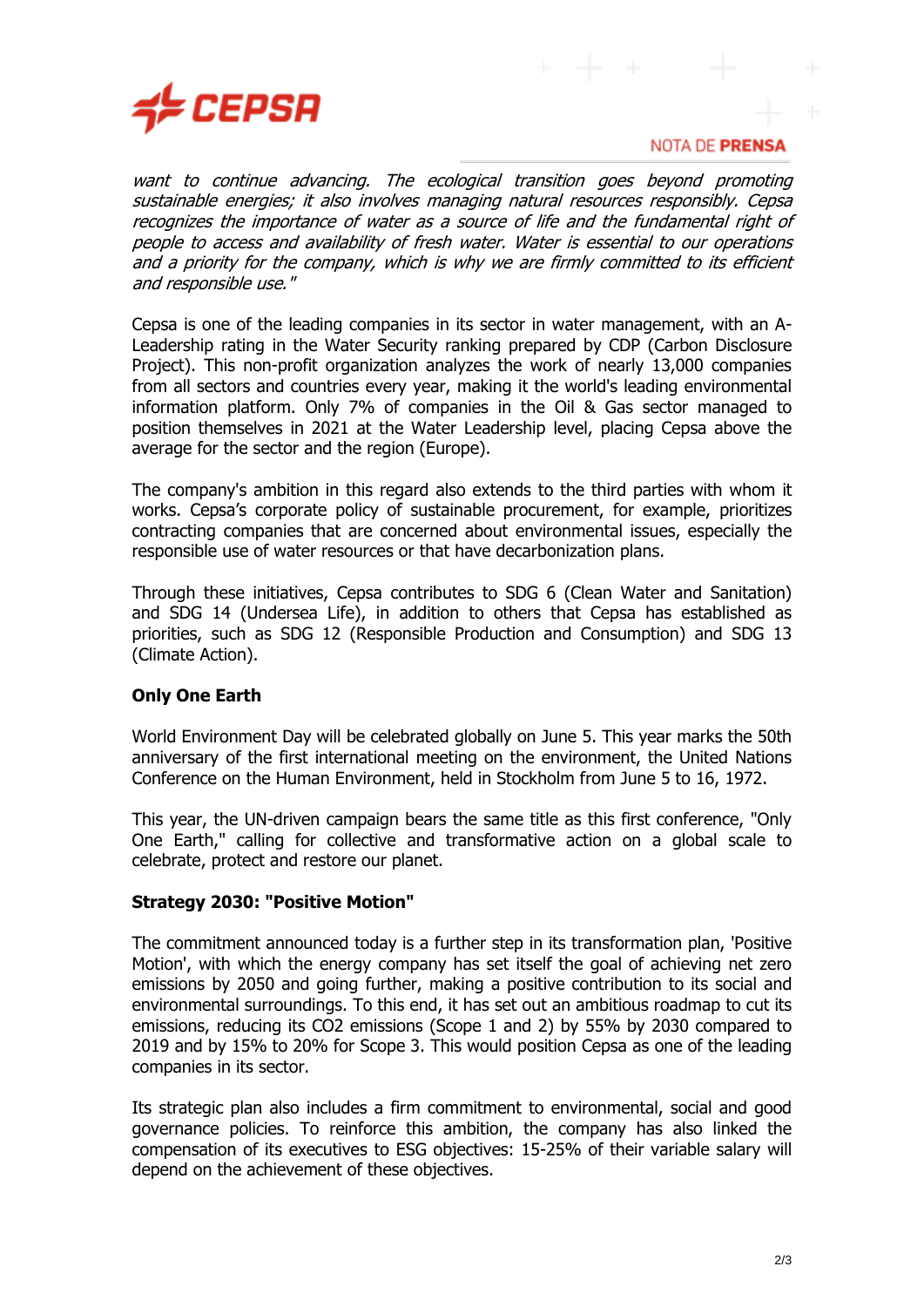*want to continue advancing. The ecological transition goes beyond promoting sustainable energies; it also involves managing natural resources responsibly. Cepsa recognizes the importance of water as a source of life and the fundamental right of people to access and availability of fresh water. Water is essential to our operations and a priority for the company, which is why we are firmly committed to its efficient and responsible use."*

Cepsa is one of the leading companies in its sector in water management, with an A-Leadership rating in the Water Security ranking prepared by CDP (Carbon Disclosure Project). This non-profit organization analyzes the work of nearly 13,000 companies from all sectors and countries every year, making it the world's leading environmental information platform. Only 7% of companies in the Oil & Gas sector managed to position themselves in 2021 at the Water Leadership level, placing Cepsa above the average for the sector and the region (Europe).

The company's ambition in this regard also extends to the third parties with whom it works. Cepsa's corporate policy of sustainable procurement, for example, prioritizes contracting companies that are concerned about environmental issues, especially the responsible use of water resources or that have decarbonization plans.

Through these initiatives, Cepsa contributes to SDG 6 (Clean Water and Sanitation) and SDG 14 (Undersea Life), in addition to others that Cepsa has established as priorities, such as SDG 12 (Responsible Production and Consumption) and SDG 13 (Climate Action).

**Only One Earth**

World Environment Day will be celebrated globally on June 5. This year marks the 50th anniversary of the first international meeting on the environment, the United Nations Conference on the Human Environment, held in Stockholm from June 5 to 16, 1972.

This year, the UN-driven campaign bears the same title as this first conference, "Only One Earth," calling for collective and transformative action on a global scale to celebrate, protect and restore our planet.

**Strategy 2030: "Positive Motion"**

The commitment announced today is a further step in its transformation plan, 'Positive Motion', with which the energy company has set itself the goal of achieving net zero emissions by 2050 and going further, making a positive contribution to its social and environmental surroundings. To this end, it has set out an ambitious roadmap to cut its emissions, reducing its $CO_2$ emissions (Scope 1 and 2) by 55% by 2030 compared to 2019 and by 15% to 20% for Scope 3. This would position Cepsa as one of the leading companies in its sector.

Its strategic plan also includes a firm commitment to environmental, social and good governance policies. To reinforce this ambition, the company has also linked the compensation of its executives to ESG objectives: 15-25% of their variable salary will depend on the achievement of these objectives.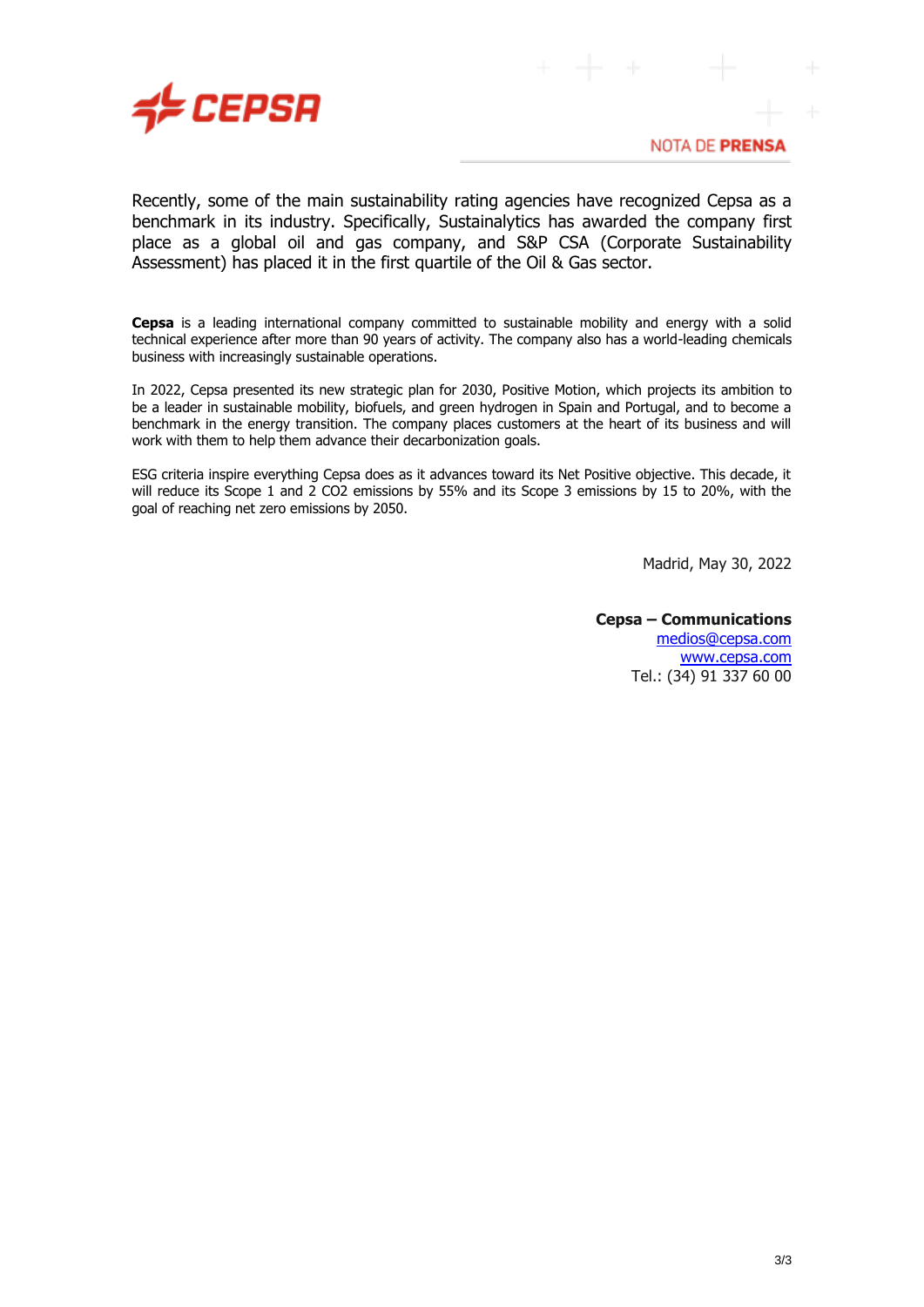Recently, some of the main sustainability rating agencies have recognized Cepsa as a benchmark in its industry. Specifically, Sustainalytics has awarded the company first place as a global oil and gas company, and S&P CSA (Corporate Sustainability Assessment) has placed it in the first quartile of the Oil & Gas sector.

**Cepsa** is a leading international company committed to sustainable mobility and energy with a solid technical experience after more than 90 years of activity. The company also has a world-leading chemicals business with increasingly sustainable operations.

In 2022, Cepsa presented its new strategic plan for 2030, Positive Motion, which projects its ambition to be a leader in sustainable mobility, biofuels, and green hydrogen in Spain and Portugal, and to become a benchmark in the energy transition. The company places customers at the heart of its business and will work with them to help them advance their decarbonization goals.

ESG criteria inspire everything Cepsa does as it advances toward its Net Positive objective. This decade, it will reduce its Scope 1 and 2 $CO_2$ emissions by 55% and its Scope 3 emissions by 15 to 20%, with the goal of reaching net zero emissions by 2050.

Madrid, May 30, 2022

**Cepsa – Communications**
medios@cepsa.com
www.cepsa.com
Tel.: (34) 91 337 60 00